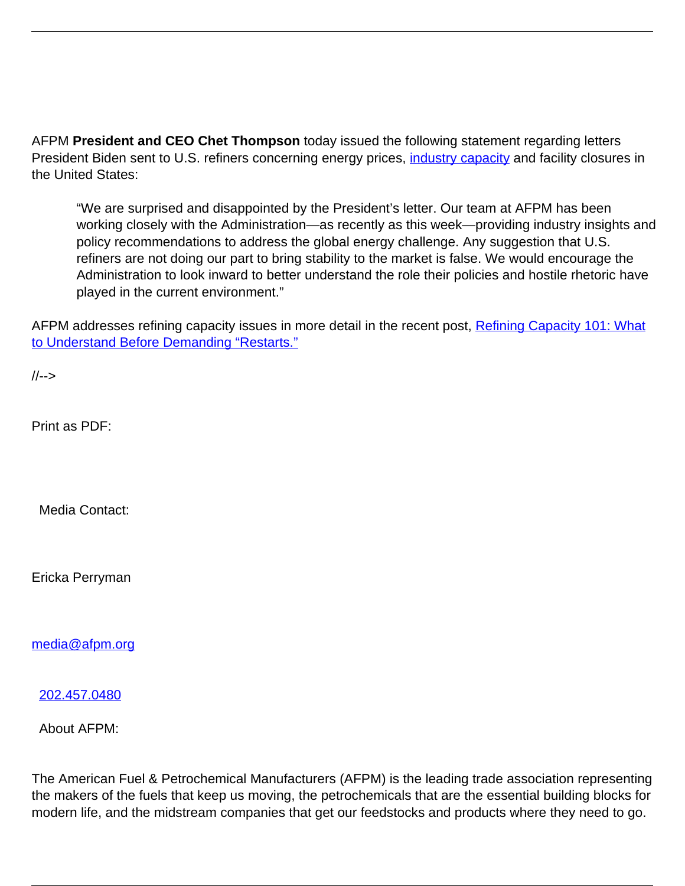AFPM **President and CEO Chet Thompson** today issued the following statement regarding letters President Biden sent to U.S. refiners concerning energy prices, [industry capacity]() and facility closures in the United States:

> "We are surprised and disappointed by the President's letter. Our team at AFPM has been working closely with the Administration—as recently as this week—providing industry insights and policy recommendations to address the global energy challenge. Any suggestion that U.S. refiners are not doing our part to bring stability to the market is false. We would encourage the Administration to look inward to better understand the role their policies and hostile rhetoric have played in the current environment."

AFPM addresses refining capacity issues in more detail in the recent post, [Refining Capacity 101: What to Understand Before Demanding "Restarts."]()

//-->

Print as PDF:

Media Contact:

Ericka Perryman

[media@afpm.org](mailto:media@afpm.org)

[202.457.0480]()

About AFPM:

The American Fuel & Petrochemical Manufacturers (AFPM) is the leading trade association representing the makers of the fuels that keep us moving, the petrochemicals that are the essential building blocks for modern life, and the midstream companies that get our feedstocks and products where they need to go.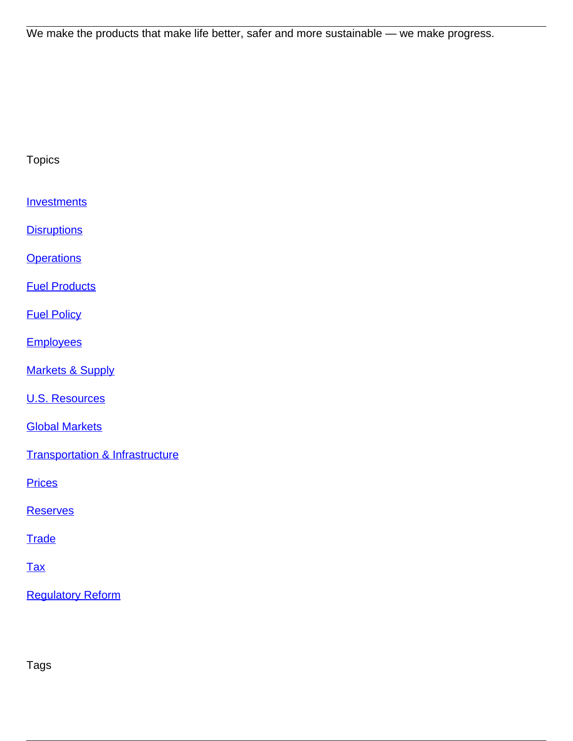We make the products that make life better, safer and more sustainable — we make progress.

Topics

[Investments]

[Disruptions]

[Operations]

[Fuel Products]

[Fuel Policy]

[Employees]

[Markets & Supply]

[U.S. Resources]

[Global Markets]

[Transportation & Infrastructure]

[Prices]

[Reserves]

[Trade]

[Tax]

[Regulatory Reform]

Tags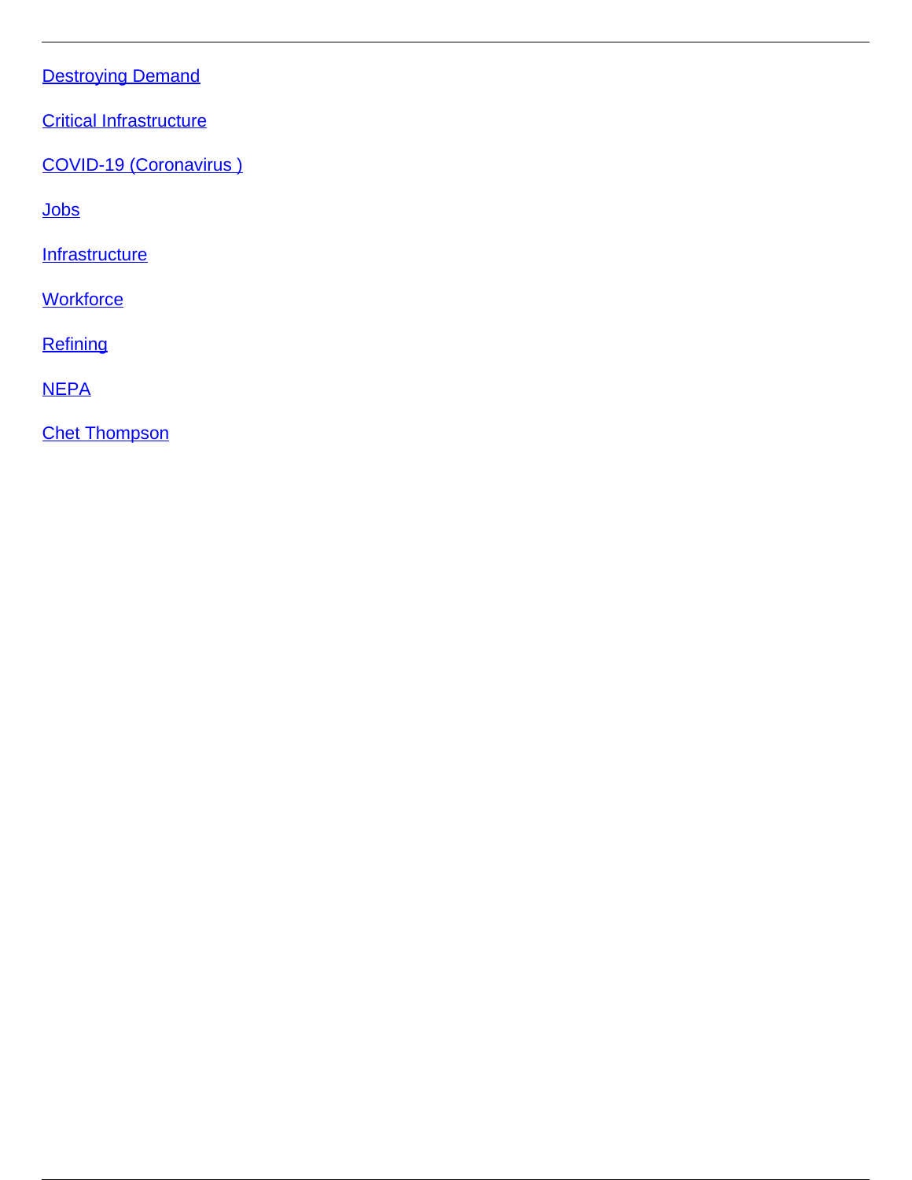Destroying Demand

Critical Infrastructure

COVID-19 (Coronavirus )

Jobs

Infrastructure

Workforce

Refining

NEPA

Chet Thompson